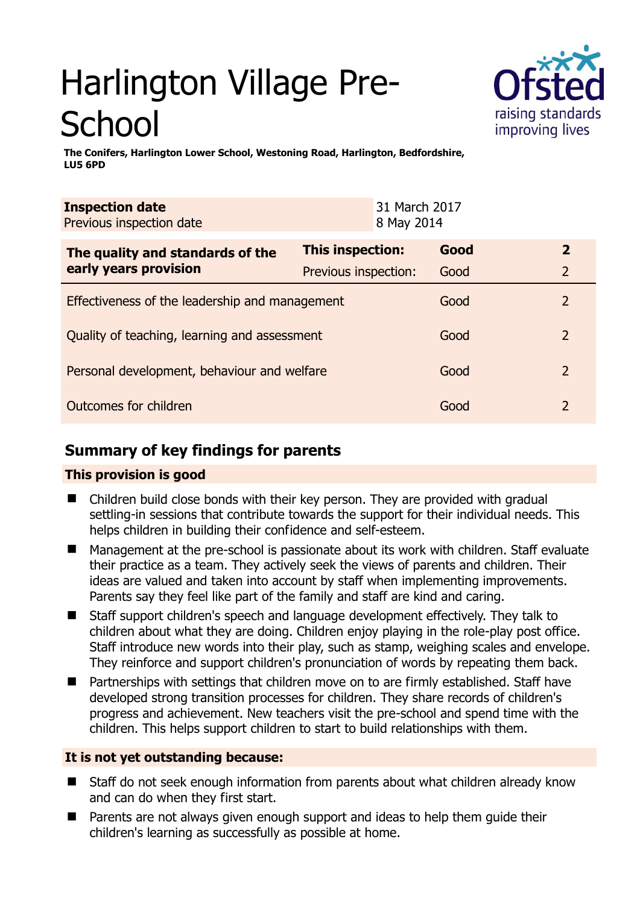# Harlington Village Pre-School

**The Conifers, Harlington Lower School, Westoning Road, Harlington, Bedfordshire, LU5 6PD**

| | |
|---|---|
| **Inspection date** | 31 March 2017 |
| Previous inspection date | 8 May 2014 |

| | | | |
|---|---|---|---|
| **The quality and standards of the early years provision** | **This inspection:** | **Good** | **2** |
| | Previous inspection: | Good | 2 |
| Effectiveness of the leadership and management | | Good | 2 |
| Quality of teaching, learning and assessment | | Good | 2 |
| Personal development, behaviour and welfare | | Good | 2 |
| Outcomes for children | | Good | 2 |

## Summary of key findings for parents

### This provision is good

- Children build close bonds with their key person. They are provided with gradual settling-in sessions that contribute towards the support for their individual needs. This helps children in building their confidence and self-esteem.
- Management at the pre-school is passionate about its work with children. Staff evaluate their practice as a team. They actively seek the views of parents and children. Their ideas are valued and taken into account by staff when implementing improvements. Parents say they feel like part of the family and staff are kind and caring.
- Staff support children's speech and language development effectively. They talk to children about what they are doing. Children enjoy playing in the role-play post office. Staff introduce new words into their play, such as stamp, weighing scales and envelope. They reinforce and support children's pronunciation of words by repeating them back.
- Partnerships with settings that children move on to are firmly established. Staff have developed strong transition processes for children. They share records of children's progress and achievement. New teachers visit the pre-school and spend time with the children. This helps support children to start to build relationships with them.

### It is not yet outstanding because:

- Staff do not seek enough information from parents about what children already know and can do when they first start.
- Parents are not always given enough support and ideas to help them guide their children's learning as successfully as possible at home.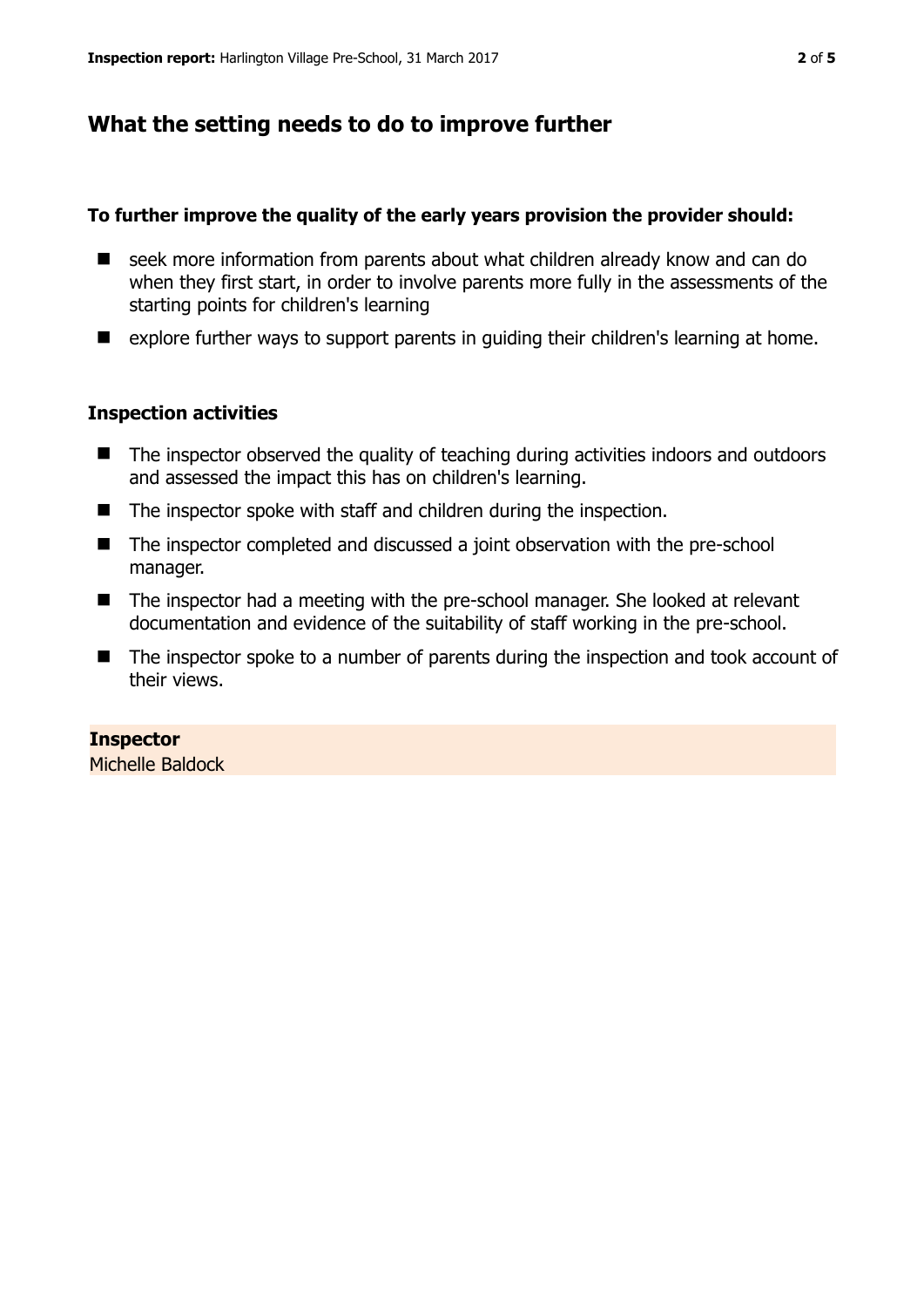## What the setting needs to do to improve further

**To further improve the quality of the early years provision the provider should:**

- seek more information from parents about what children already know and can do when they first start, in order to involve parents more fully in the assessments of the starting points for children's learning
- explore further ways to support parents in guiding their children's learning at home.

### Inspection activities

- The inspector observed the quality of teaching during activities indoors and outdoors and assessed the impact this has on children's learning.
- The inspector spoke with staff and children during the inspection.
- The inspector completed and discussed a joint observation with the pre-school manager.
- The inspector had a meeting with the pre-school manager. She looked at relevant documentation and evidence of the suitability of staff working in the pre-school.
- The inspector spoke to a number of parents during the inspection and took account of their views.

**Inspector**
Michelle Baldock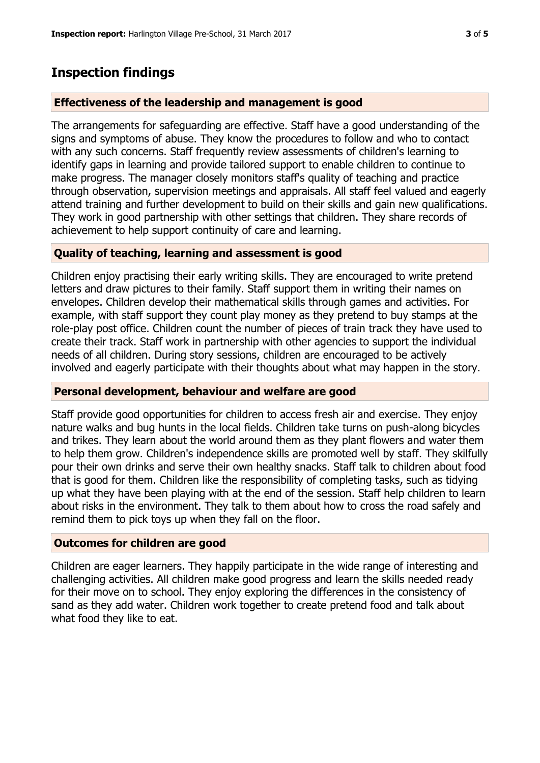# Inspection findings

## Effectiveness of the leadership and management is good

The arrangements for safeguarding are effective. Staff have a good understanding of the signs and symptoms of abuse. They know the procedures to follow and who to contact with any such concerns. Staff frequently review assessments of children's learning to identify gaps in learning and provide tailored support to enable children to continue to make progress. The manager closely monitors staff's quality of teaching and practice through observation, supervision meetings and appraisals. All staff feel valued and eagerly attend training and further development to build on their skills and gain new qualifications. They work in good partnership with other settings that children. They share records of achievement to help support continuity of care and learning.

## Quality of teaching, learning and assessment is good

Children enjoy practising their early writing skills. They are encouraged to write pretend letters and draw pictures to their family. Staff support them in writing their names on envelopes. Children develop their mathematical skills through games and activities. For example, with staff support they count play money as they pretend to buy stamps at the role-play post office. Children count the number of pieces of train track they have used to create their track. Staff work in partnership with other agencies to support the individual needs of all children. During story sessions, children are encouraged to be actively involved and eagerly participate with their thoughts about what may happen in the story.

## Personal development, behaviour and welfare are good

Staff provide good opportunities for children to access fresh air and exercise. They enjoy nature walks and bug hunts in the local fields. Children take turns on push-along bicycles and trikes. They learn about the world around them as they plant flowers and water them to help them grow. Children's independence skills are promoted well by staff. They skilfully pour their own drinks and serve their own healthy snacks. Staff talk to children about food that is good for them. Children like the responsibility of completing tasks, such as tidying up what they have been playing with at the end of the session. Staff help children to learn about risks in the environment. They talk to them about how to cross the road safely and remind them to pick toys up when they fall on the floor.

## Outcomes for children are good

Children are eager learners. They happily participate in the wide range of interesting and challenging activities. All children make good progress and learn the skills needed ready for their move on to school. They enjoy exploring the differences in the consistency of sand as they add water. Children work together to create pretend food and talk about what food they like to eat.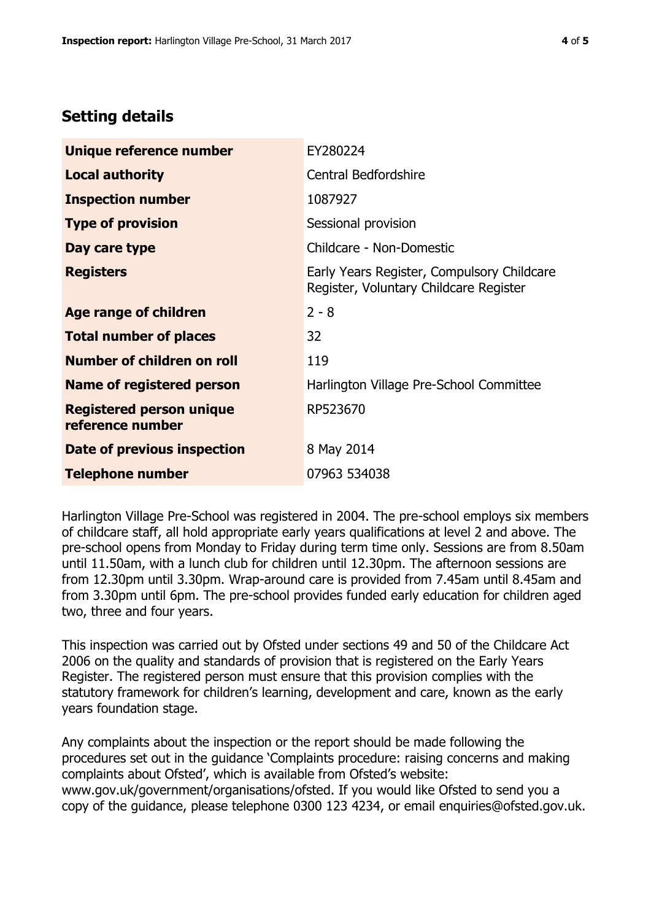## Setting details

| | |
|---|---|
| **Unique reference number** | EY280224 |
| **Local authority** | Central Bedfordshire |
| **Inspection number** | 1087927 |
| **Type of provision** | Sessional provision |
| **Day care type** | Childcare - Non-Domestic |
| **Registers** | Early Years Register, Compulsory Childcare Register, Voluntary Childcare Register |
| **Age range of children** | 2 - 8 |
| **Total number of places** | 32 |
| **Number of children on roll** | 119 |
| **Name of registered person** | Harlington Village Pre-School Committee |
| **Registered person unique reference number** | RP523670 |
| **Date of previous inspection** | 8 May 2014 |
| **Telephone number** | 07963 534038 |

Harlington Village Pre-School was registered in 2004. The pre-school employs six members of childcare staff, all hold appropriate early years qualifications at level 2 and above. The pre-school opens from Monday to Friday during term time only. Sessions are from 8.50am until 11.50am, with a lunch club for children until 12.30pm. The afternoon sessions are from 12.30pm until 3.30pm. Wrap-around care is provided from 7.45am until 8.45am and from 3.30pm until 6pm. The pre-school provides funded early education for children aged two, three and four years.

This inspection was carried out by Ofsted under sections 49 and 50 of the Childcare Act 2006 on the quality and standards of provision that is registered on the Early Years Register. The registered person must ensure that this provision complies with the statutory framework for children's learning, development and care, known as the early years foundation stage.

Any complaints about the inspection or the report should be made following the procedures set out in the guidance 'Complaints procedure: raising concerns and making complaints about Ofsted', which is available from Ofsted's website: www.gov.uk/government/organisations/ofsted. If you would like Ofsted to send you a copy of the guidance, please telephone 0300 123 4234, or email enquiries@ofsted.gov.uk.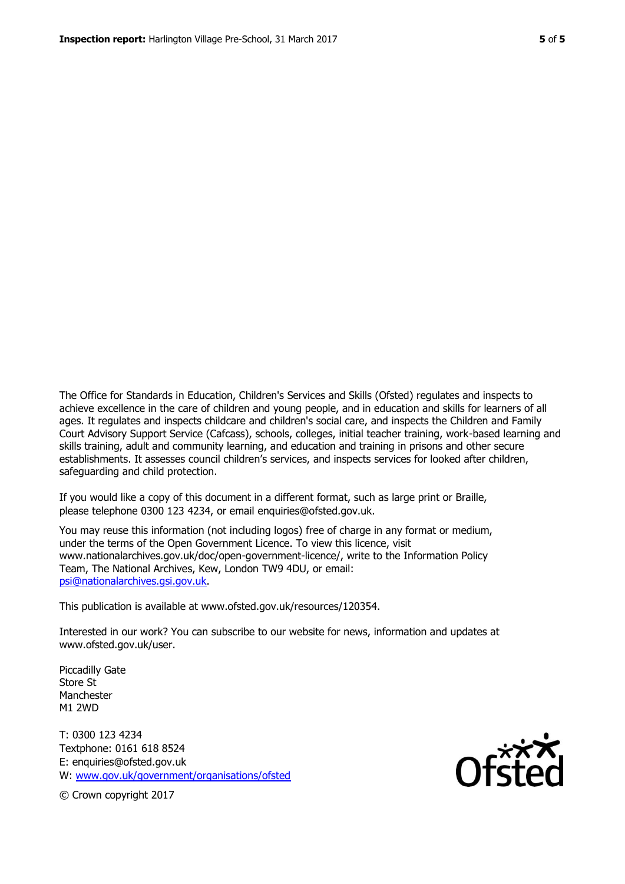The Office for Standards in Education, Children's Services and Skills (Ofsted) regulates and inspects to achieve excellence in the care of children and young people, and in education and skills for learners of all ages. It regulates and inspects childcare and children's social care, and inspects the Children and Family Court Advisory Support Service (Cafcass), schools, colleges, initial teacher training, work-based learning and skills training, adult and community learning, and education and training in prisons and other secure establishments. It assesses council children's services, and inspects services for looked after children, safeguarding and child protection.

If you would like a copy of this document in a different format, such as large print or Braille, please telephone 0300 123 4234, or email enquiries@ofsted.gov.uk.

You may reuse this information (not including logos) free of charge in any format or medium, under the terms of the Open Government Licence. To view this licence, visit www.nationalarchives.gov.uk/doc/open-government-licence/, write to the Information Policy Team, The National Archives, Kew, London TW9 4DU, or email: psi@nationalarchives.gsi.gov.uk.

This publication is available at www.ofsted.gov.uk/resources/120354.

Interested in our work? You can subscribe to our website for news, information and updates at www.ofsted.gov.uk/user.

Piccadilly Gate
Store St
Manchester
M1 2WD

T: 0300 123 4234
Textphone: 0161 618 8524
E: enquiries@ofsted.gov.uk
W: www.gov.uk/government/organisations/ofsted

© Crown copyright 2017